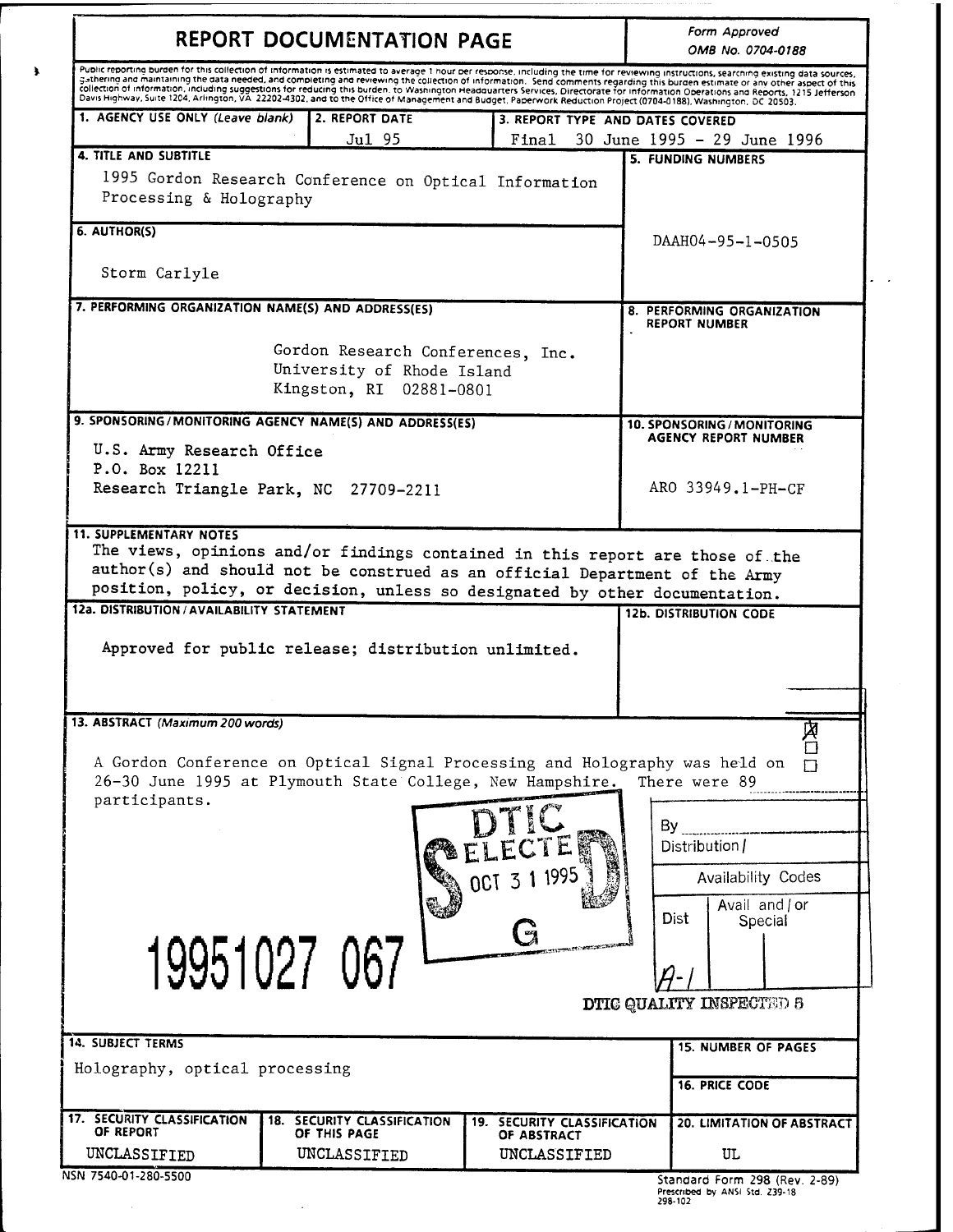# REPORT DOCUMENTATION PAGE

*Form Approved*
*OMB No. 0704-0188*

Public reporting burden for this collection of information is estimated to average 1 hour per response, including the time for reviewing instructions, searching existing data sources, gathering and maintaining the data needed, and completing and reviewing the collection of information. Send comments regarding this burden estimate or any other aspect of this collection of information, including suggestions for reducing this burden, to Washington Headquarters Services, Directorate for Information Operations and Reports, 1215 Jefferson Davis Highway, Suite 1204, Arlington, VA 22202-4302, and to the Office of Management and Budget, Paperwork Reduction Project (0704-0188), Washington, DC 20503.

| 1. AGENCY USE ONLY (*Leave blank*) | 2. REPORT DATE | 3. REPORT TYPE AND DATES COVERED |
|---|---|---|
| | Jul 95 | Final 30 June 1995 - 29 June 1996 |

**4. TITLE AND SUBTITLE**

1995 Gordon Research Conference on Optical Information Processing & Holography

**5. FUNDING NUMBERS**

DAAH04-95-1-0505

**6. AUTHOR(S)**

Storm Carlyle

**7. PERFORMING ORGANIZATION NAME(S) AND ADDRESS(ES)**

Gordon Research Conferences, Inc.
University of Rhode Island
Kingston, RI 02881-0801

**8. PERFORMING ORGANIZATION REPORT NUMBER**

**9. SPONSORING/MONITORING AGENCY NAME(S) AND ADDRESS(ES)**

U.S. Army Research Office
P.O. Box 12211
Research Triangle Park, NC 27709-2211

**10. SPONSORING/MONITORING AGENCY REPORT NUMBER**

ARO 33949.1-PH-CF

**11. SUPPLEMENTARY NOTES**

The views, opinions and/or findings contained in this report are those of the author(s) and should not be construed as an official Department of the Army position, policy, or decision, unless so designated by other documentation.

**12a. DISTRIBUTION/AVAILABILITY STATEMENT**

Approved for public release; distribution unlimited.

**12b. DISTRIBUTION CODE**

**13. ABSTRACT** (*Maximum 200 words*)

A Gordon Conference on Optical Signal Processing and Holography was held on 26-30 June 1995 at Plymouth State College, New Hampshire. There were 89 participants.

DTIC ELECTE OCT 3 1 1995 G

19951027 067

By ______
Distribution /
Availability Codes

| Dist | Avail and / or Special |
|---|---|
| A-1 | |

DTIC QUALITY INSPECTED 5

**14. SUBJECT TERMS**

Holography, optical processing

**15. NUMBER OF PAGES**

**16. PRICE CODE**

| 17. SECURITY CLASSIFICATION OF REPORT | 18. SECURITY CLASSIFICATION OF THIS PAGE | 19. SECURITY CLASSIFICATION OF ABSTRACT | 20. LIMITATION OF ABSTRACT |
|---|---|---|---|
| UNCLASSIFIED | UNCLASSIFIED | UNCLASSIFIED | UL |

NSN 7540-01-280-5500

Standard Form 298 (Rev. 2-89)
Prescribed by ANSI Std. Z39-18
298-102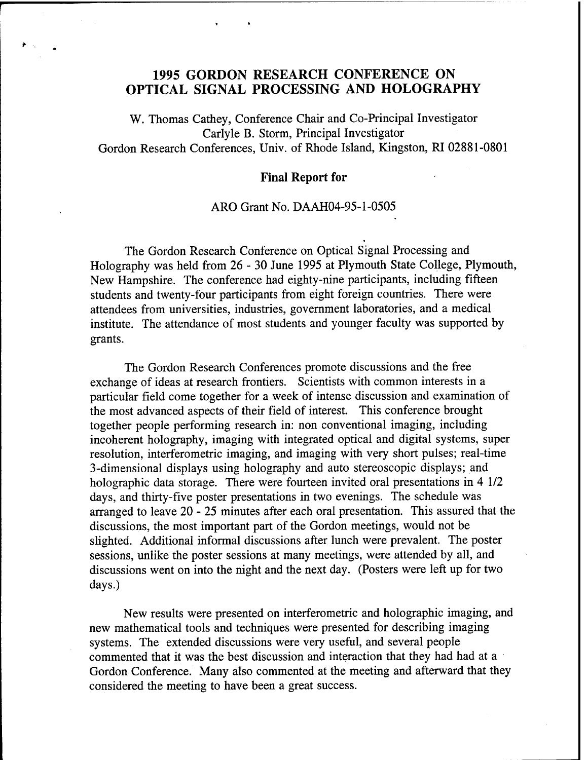# 1995 GORDON RESEARCH CONFERENCE ON OPTICAL SIGNAL PROCESSING AND HOLOGRAPHY

W. Thomas Cathey, Conference Chair and Co-Principal Investigator
Carlyle B. Storm, Principal Investigator
Gordon Research Conferences, Univ. of Rhode Island, Kingston, RI 02881-0801

**Final Report for**

ARO Grant No. DAAH04-95-1-0505

The Gordon Research Conference on Optical Signal Processing and Holography was held from 26 - 30 June 1995 at Plymouth State College, Plymouth, New Hampshire. The conference had eighty-nine participants, including fifteen students and twenty-four participants from eight foreign countries. There were attendees from universities, industries, government laboratories, and a medical institute. The attendance of most students and younger faculty was supported by grants.

The Gordon Research Conferences promote discussions and the free exchange of ideas at research frontiers. Scientists with common interests in a particular field come together for a week of intense discussion and examination of the most advanced aspects of their field of interest. This conference brought together people performing research in: non conventional imaging, including incoherent holography, imaging with integrated optical and digital systems, super resolution, interferometric imaging, and imaging with very short pulses; real-time 3-dimensional displays using holography and auto stereoscopic displays; and holographic data storage. There were fourteen invited oral presentations in 4 1/2 days, and thirty-five poster presentations in two evenings. The schedule was arranged to leave 20 - 25 minutes after each oral presentation. This assured that the discussions, the most important part of the Gordon meetings, would not be slighted. Additional informal discussions after lunch were prevalent. The poster sessions, unlike the poster sessions at many meetings, were attended by all, and discussions went on into the night and the next day. (Posters were left up for two days.)

New results were presented on interferometric and holographic imaging, and new mathematical tools and techniques were presented for describing imaging systems. The extended discussions were very useful, and several people commented that it was the best discussion and interaction that they had had at a Gordon Conference. Many also commented at the meeting and afterward that they considered the meeting to have been a great success.